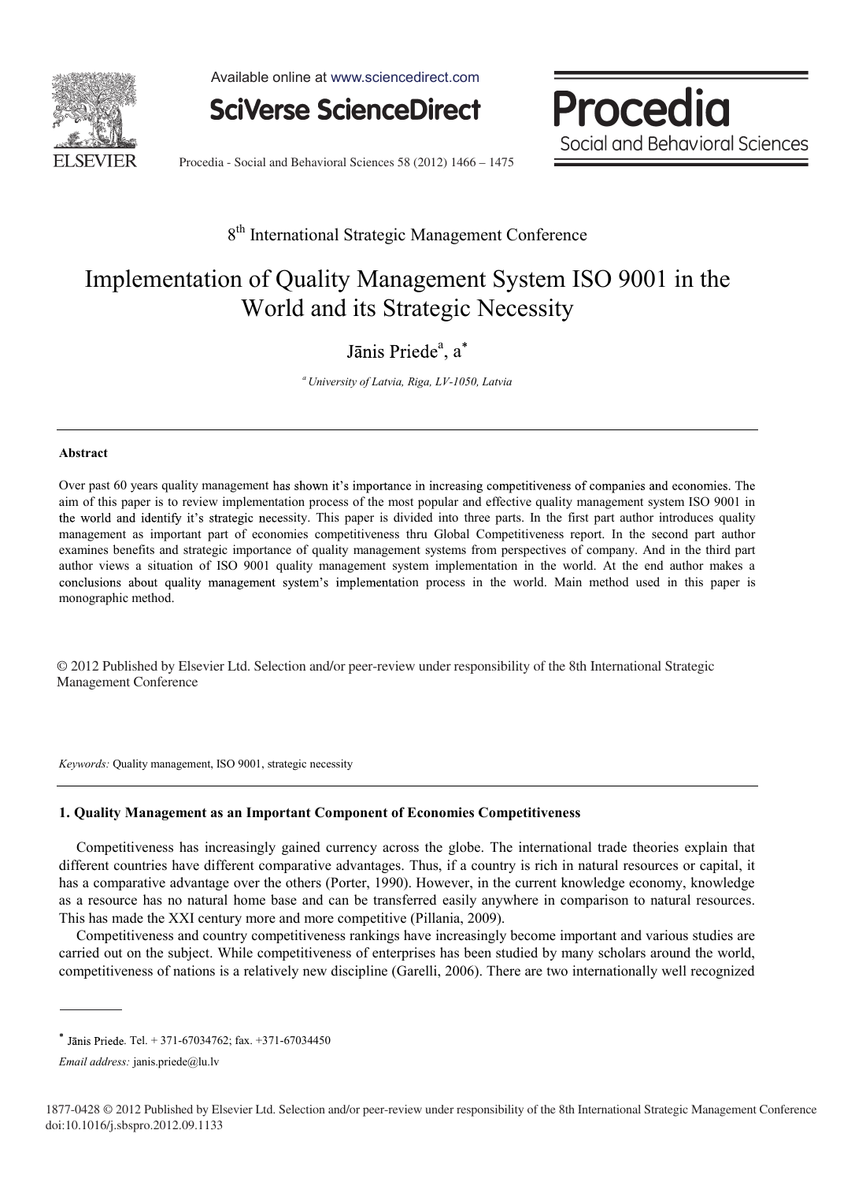8[th] International Strategic Management Conference

# Implementation of Quality Management System ISO 9001 in the World and its Strategic Necessity

Jānis Priede[a], a*

[a] *University of Latvia, Riga, LV-1050, Latvia*

---

**Abstract**

Over past 60 years quality management has shown it's importance in increasing competitiveness of companies and economies. The aim of this paper is to review implementation process of the most popular and effective quality management system ISO 9001 in the world and identify it's strategic necessity. This paper is divided into three parts. In the first part author introduces quality management as important part of economies competitiveness thru Global Competitiveness report. In the second part author examines benefits and strategic importance of quality management systems from perspectives of company. And in the third part author views a situation of ISO 9001 quality management system implementation in the world. At the end author makes a conclusions about quality management system's implementation process in the world. Main method used in this paper is monographic method.

© 2012 Published by Elsevier Ltd. Selection and/or peer-review under responsibility of the 8th International Strategic Management Conference

*Keywords:* Quality management, ISO 9001, strategic necessity

---

## 1. Quality Management as an Important Component of Economies Competitiveness

Competitiveness has increasingly gained currency across the globe. The international trade theories explain that different countries have different comparative advantages. Thus, if a country is rich in natural resources or capital, it has a comparative advantage over the others (Porter, 1990). However, in the current knowledge economy, knowledge as a resource has no natural home base and can be transferred easily anywhere in comparison to natural resources. This has made the XXI century more and more competitive (Pillania, 2009).

Competitiveness and country competitiveness rankings have increasingly become important and various studies are carried out on the subject. While competitiveness of enterprises has been studied by many scholars around the world, competitiveness of nations is a relatively new discipline (Garelli, 2006). There are two internationally well recognized

---

\* Jānis Priede. Tel. + 371-67034762; fax. +371-67034450

*Email address:* janis.priede@lu.lv

1877-0428 © 2012 Published by Elsevier Ltd. Selection and/or peer-review under responsibility of the 8th International Strategic Management Conference
doi:10.1016/j.sbspro.2012.09.1133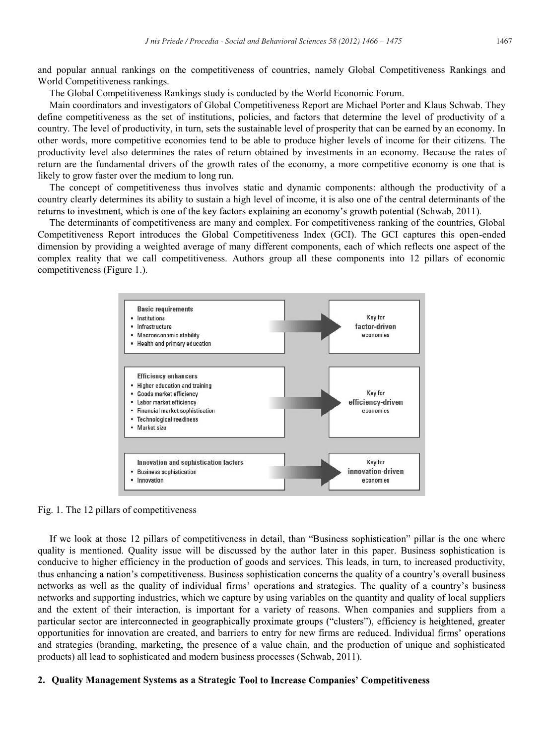and popular annual rankings on the competitiveness of countries, namely Global Competitiveness Rankings and World Competitiveness rankings.

The Global Competitiveness Rankings study is conducted by the World Economic Forum.

Main coordinators and investigators of Global Competitiveness Report are Michael Porter and Klaus Schwab. They define competitiveness as the set of institutions, policies, and factors that determine the level of productivity of a country. The level of productivity, in turn, sets the sustainable level of prosperity that can be earned by an economy. In other words, more competitive economies tend to be able to produce higher levels of income for their citizens. The productivity level also determines the rates of return obtained by investments in an economy. Because the rates of return are the fundamental drivers of the growth rates of the economy, a more competitive economy is one that is likely to grow faster over the medium to long run.

The concept of competitiveness thus involves static and dynamic components: although the productivity of a country clearly determines its ability to sustain a high level of income, it is also one of the central determinants of the returns to investment, which is one of the key factors explaining an economy's growth potential (Schwab, 2011).

The determinants of competitiveness are many and complex. For competitiveness ranking of the countries, Global Competitiveness Report introduces the Global Competitiveness Index (GCI). The GCI captures this open-ended dimension by providing a weighted average of many different components, each of which reflects one aspect of the complex reality that we call competitiveness. Authors group all these components into 12 pillars of economic competitiveness (Figure 1.).

| Pillars | | Key for |
|---|---|---|
| **Basic requirements**<br>• Institutions<br>• Infrastructure<br>• Macroeconomic stability<br>• Health and primary education | → | Key for **factor-driven** economies |
| **Efficiency enhancers**<br>• Higher education and training<br>• Goods market efficiency<br>• Labor market efficiency<br>• Financial market sophistication<br>• Technological readiness<br>• Market size | → | Key for **efficiency-driven** economies |
| **Innovation and sophistication factors**<br>• Business sophistication<br>• Innovation | → | Key for **innovation-driven** economies |

Fig. 1. The 12 pillars of competitiveness

If we look at those 12 pillars of competitiveness in detail, than "Business sophistication" pillar is the one where quality is mentioned. Quality issue will be discussed by the author later in this paper. Business sophistication is conducive to higher efficiency in the production of goods and services. This leads, in turn, to increased productivity, thus enhancing a nation's competitiveness. Business sophistication concerns the quality of a country's overall business networks as well as the quality of individual firms' operations and strategies. The quality of a country's business networks and supporting industries, which we capture by using variables on the quantity and quality of local suppliers and the extent of their interaction, is important for a variety of reasons. When companies and suppliers from a particular sector are interconnected in geographically proximate groups ("clusters"), efficiency is heightened, greater opportunities for innovation are created, and barriers to entry for new firms are reduced. Individual firms' operations and strategies (branding, marketing, the presence of a value chain, and the production of unique and sophisticated products) all lead to sophisticated and modern business processes (Schwab, 2011).

## 2. Quality Management Systems as a Strategic Tool to Increase Companies' Competitiveness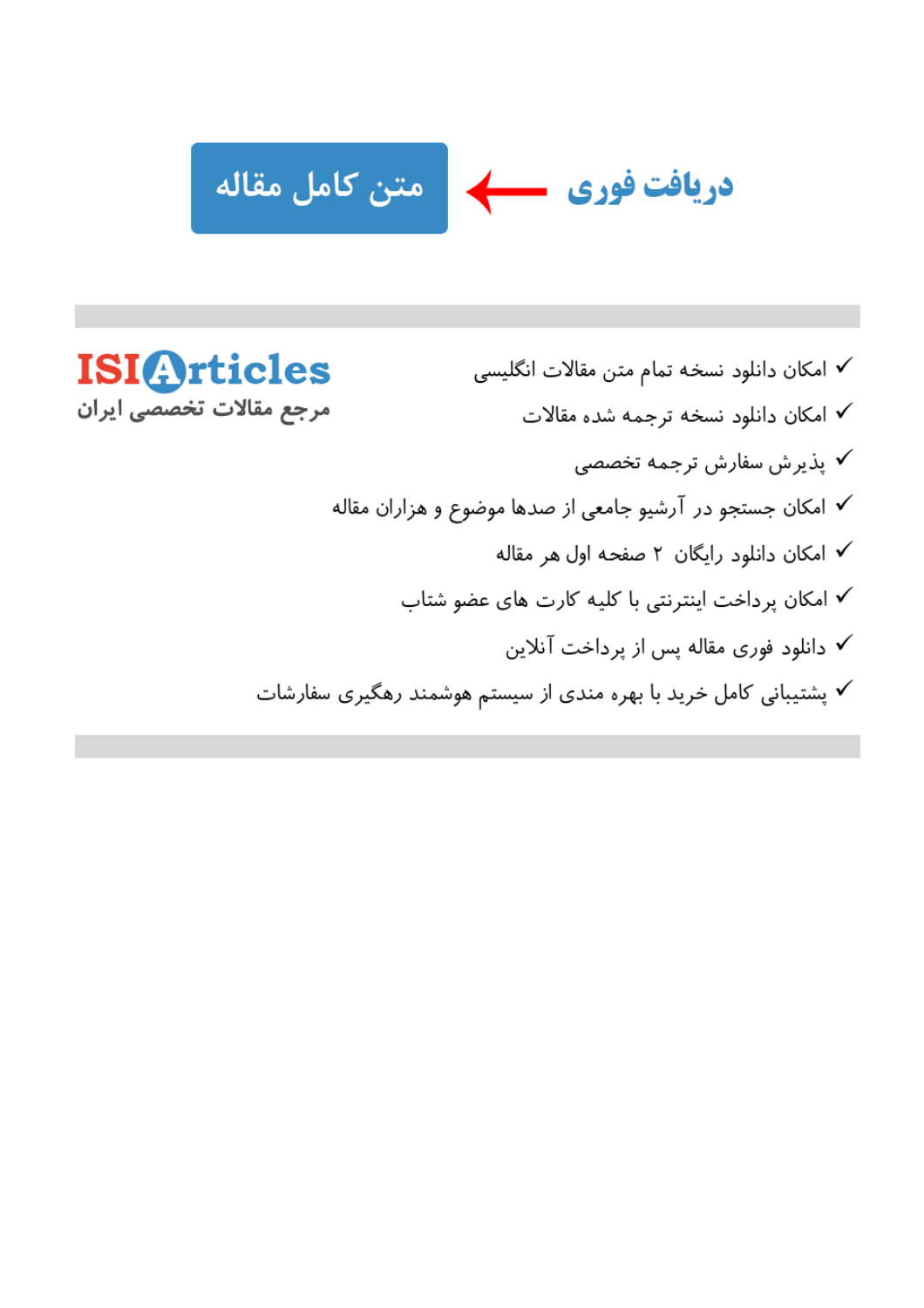دریافت فوری ← متن کامل مقاله

**ISIArticles**

مرجع مقالات تخصصی ایران

- ✓ امکان دانلود نسخه تمام متن مقالات انگلیسی
- ✓ امکان دانلود نسخه ترجمه شده مقالات
- ✓ پذیرش سفارش ترجمه تخصصی
- ✓ امکان جستجو در آرشیو جامعی از صدها موضوع و هزاران مقاله
- ✓ امکان دانلود رایگان ۲ صفحه اول هر مقاله
- ✓ امکان پرداخت اینترنتی با کلیه کارت های عضو شتاب
- ✓ دانلود فوری مقاله پس از پرداخت آنلاین
- ✓ پشتیبانی کامل خرید با بهره مندی از سیستم هوشمند رهگیری سفارشات